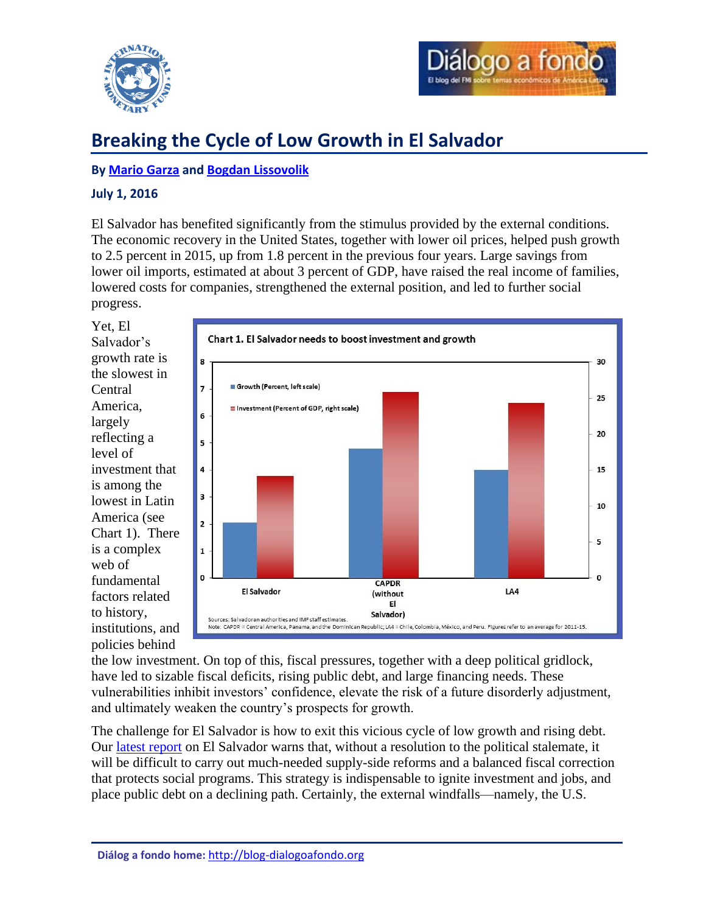# Breaking the Cycle of Low Growth in El Salvador

**By Mario Garza and Bogdan Lissovolik**

**July 1, 2016**

El Salvador has benefited significantly from the stimulus provided by the external conditions. The economic recovery in the United States, together with lower oil prices, helped push growth to 2.5 percent in 2015, up from 1.8 percent in the previous four years. Large savings from lower oil imports, estimated at about 3 percent of GDP, have raised the real income of families, lowered costs for companies, strengthened the external position, and led to further social progress.

Yet, El Salvador's growth rate is the slowest in Central America, largely reflecting a level of investment that is among the lowest in Latin America (see Chart 1). There is a complex web of fundamental factors related to history, institutions, and policies behind the low investment. On top of this, fiscal pressures, together with a deep political gridlock, have led to sizable fiscal deficits, rising public debt, and large financing needs. These vulnerabilities inhibit investors' confidence, elevate the risk of a future disorderly adjustment, and ultimately weaken the country's prospects for growth.

**Chart 1. El Salvador needs to boost investment and growth**

Sources: Salvadoran authorities and IMF staff estimates.
Note: CAPDR = Central America, Panama, and the Dominican Republic; LA4 = Chile, Colombia, México, and Peru. Figures refer to an average for 2011-15.

The challenge for El Salvador is how to exit this vicious cycle of low growth and rising debt. Our latest report on El Salvador warns that, without a resolution to the political stalemate, it will be difficult to carry out much-needed supply-side reforms and a balanced fiscal correction that protects social programs. This strategy is indispensable to ignite investment and jobs, and place public debt on a declining path. Certainly, the external windfalls—namely, the U.S.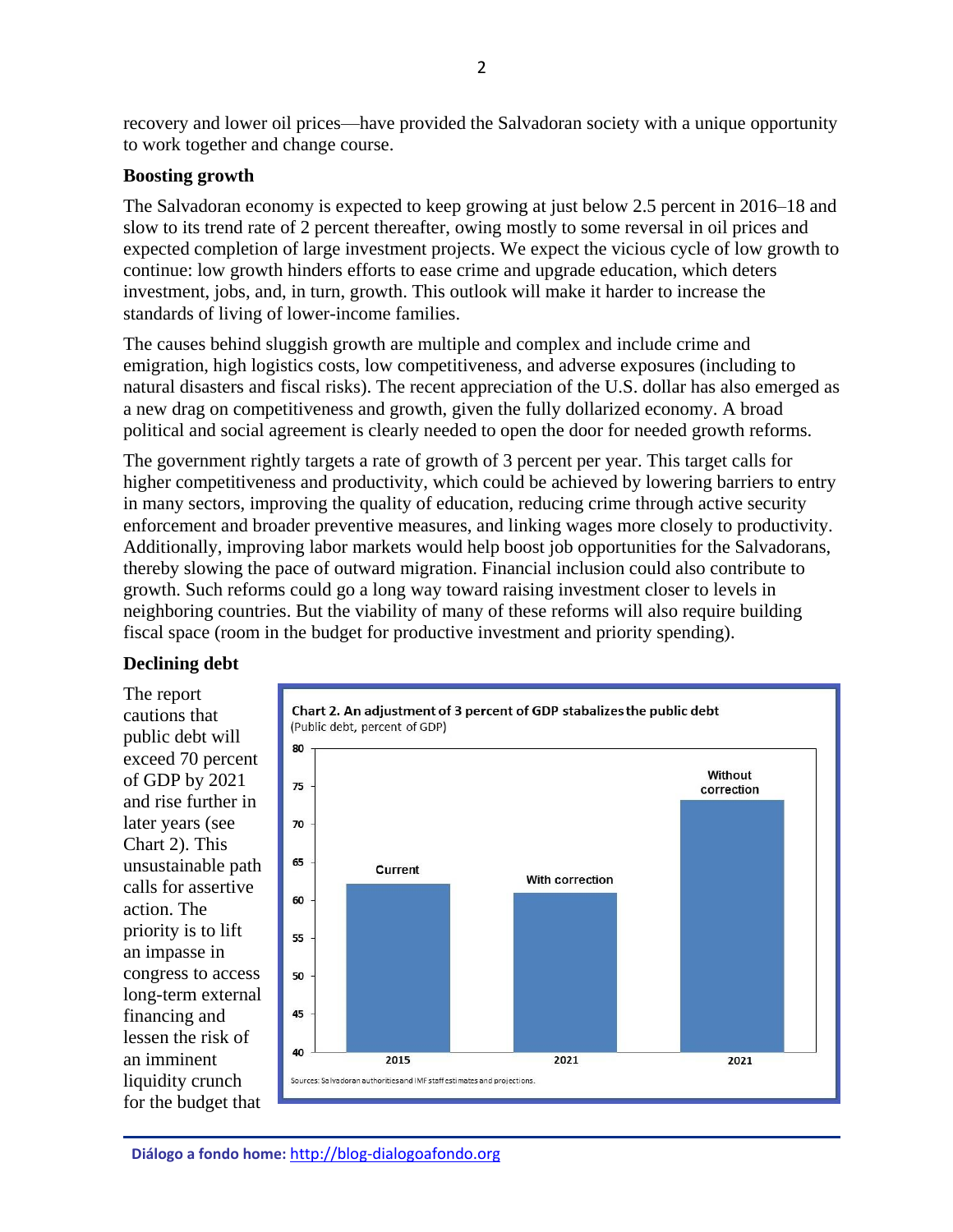recovery and lower oil prices—have provided the Salvadoran society with a unique opportunity to work together and change course.

### Boosting growth

The Salvadoran economy is expected to keep growing at just below 2.5 percent in 2016–18 and slow to its trend rate of 2 percent thereafter, owing mostly to some reversal in oil prices and expected completion of large investment projects. We expect the vicious cycle of low growth to continue: low growth hinders efforts to ease crime and upgrade education, which deters investment, jobs, and, in turn, growth. This outlook will make it harder to increase the standards of living of lower-income families.

The causes behind sluggish growth are multiple and complex and include crime and emigration, high logistics costs, low competitiveness, and adverse exposures (including to natural disasters and fiscal risks). The recent appreciation of the U.S. dollar has also emerged as a new drag on competitiveness and growth, given the fully dollarized economy. A broad political and social agreement is clearly needed to open the door for needed growth reforms.

The government rightly targets a rate of growth of 3 percent per year. This target calls for higher competitiveness and productivity, which could be achieved by lowering barriers to entry in many sectors, improving the quality of education, reducing crime through active security enforcement and broader preventive measures, and linking wages more closely to productivity. Additionally, improving labor markets would help boost job opportunities for the Salvadorans, thereby slowing the pace of outward migration. Financial inclusion could also contribute to growth. Such reforms could go a long way toward raising investment closer to levels in neighboring countries. But the viability of many of these reforms will also require building fiscal space (room in the budget for productive investment and priority spending).

### Declining debt

The report cautions that public debt will exceed 70 percent of GDP by 2021 and rise further in later years (see Chart 2). This unsustainable path calls for assertive action. The priority is to lift an impasse in congress to access long-term external financing and lessen the risk of an imminent liquidity crunch for the budget that

**Chart 2. An adjustment of 3 percent of GDP stabalizes the public debt**
(Public debt, percent of GDP)

| | Public debt (percent of GDP) |
|---|---|
| Current (2015) | ~62 |
| With correction (2021) | ~61 |
| Without correction (2021) | ~73 |

Sources: Salvadoran authorities and IMF staff estimates and projections.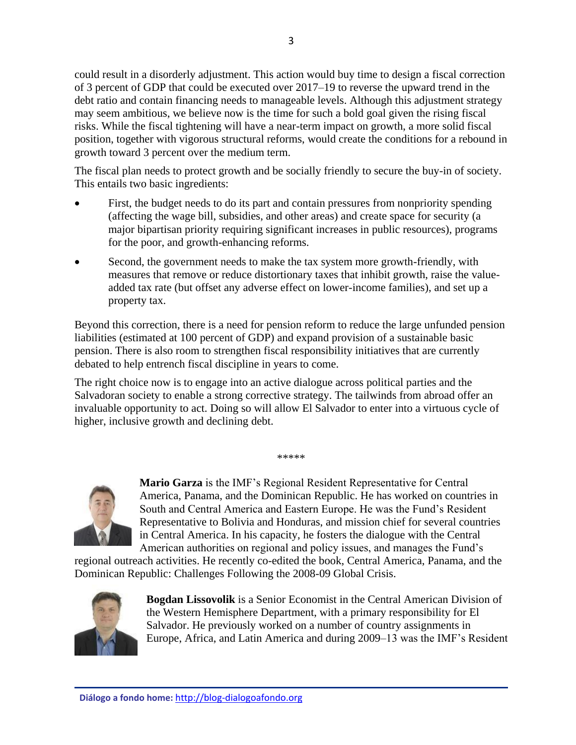could result in a disorderly adjustment. This action would buy time to design a fiscal correction of 3 percent of GDP that could be executed over 2017–19 to reverse the upward trend in the debt ratio and contain financing needs to manageable levels. Although this adjustment strategy may seem ambitious, we believe now is the time for such a bold goal given the rising fiscal risks. While the fiscal tightening will have a near-term impact on growth, a more solid fiscal position, together with vigorous structural reforms, would create the conditions for a rebound in growth toward 3 percent over the medium term.

The fiscal plan needs to protect growth and be socially friendly to secure the buy-in of society. This entails two basic ingredients:

- First, the budget needs to do its part and contain pressures from nonpriority spending (affecting the wage bill, subsidies, and other areas) and create space for security (a major bipartisan priority requiring significant increases in public resources), programs for the poor, and growth-enhancing reforms.
- Second, the government needs to make the tax system more growth-friendly, with measures that remove or reduce distortionary taxes that inhibit growth, raise the value-added tax rate (but offset any adverse effect on lower-income families), and set up a property tax.

Beyond this correction, there is a need for pension reform to reduce the large unfunded pension liabilities (estimated at 100 percent of GDP) and expand provision of a sustainable basic pension. There is also room to strengthen fiscal responsibility initiatives that are currently debated to help entrench fiscal discipline in years to come.

The right choice now is to engage into an active dialogue across political parties and the Salvadoran society to enable a strong corrective strategy. The tailwinds from abroad offer an invaluable opportunity to act. Doing so will allow El Salvador to enter into a virtuous cycle of higher, inclusive growth and declining debt.

*****

**Mario Garza** is the IMF's Regional Resident Representative for Central America, Panama, and the Dominican Republic. He has worked on countries in South and Central America and Eastern Europe. He was the Fund's Resident Representative to Bolivia and Honduras, and mission chief for several countries in Central America. In his capacity, he fosters the dialogue with the Central American authorities on regional and policy issues, and manages the Fund's regional outreach activities. He recently co-edited the book, Central America, Panama, and the Dominican Republic: Challenges Following the 2008-09 Global Crisis.

**Bogdan Lissovolik** is a Senior Economist in the Central American Division of the Western Hemisphere Department, with a primary responsibility for El Salvador. He previously worked on a number of country assignments in Europe, Africa, and Latin America and during 2009–13 was the IMF's Resident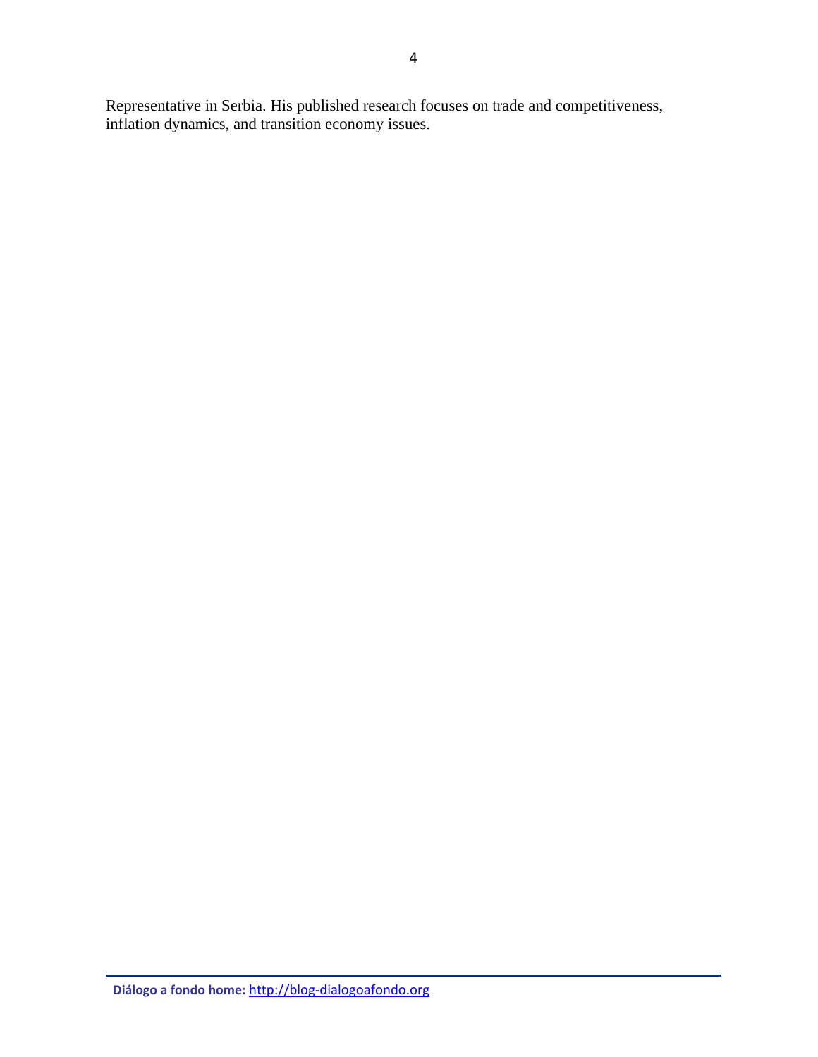Representative in Serbia. His published research focuses on trade and competitiveness, inflation dynamics, and transition economy issues.